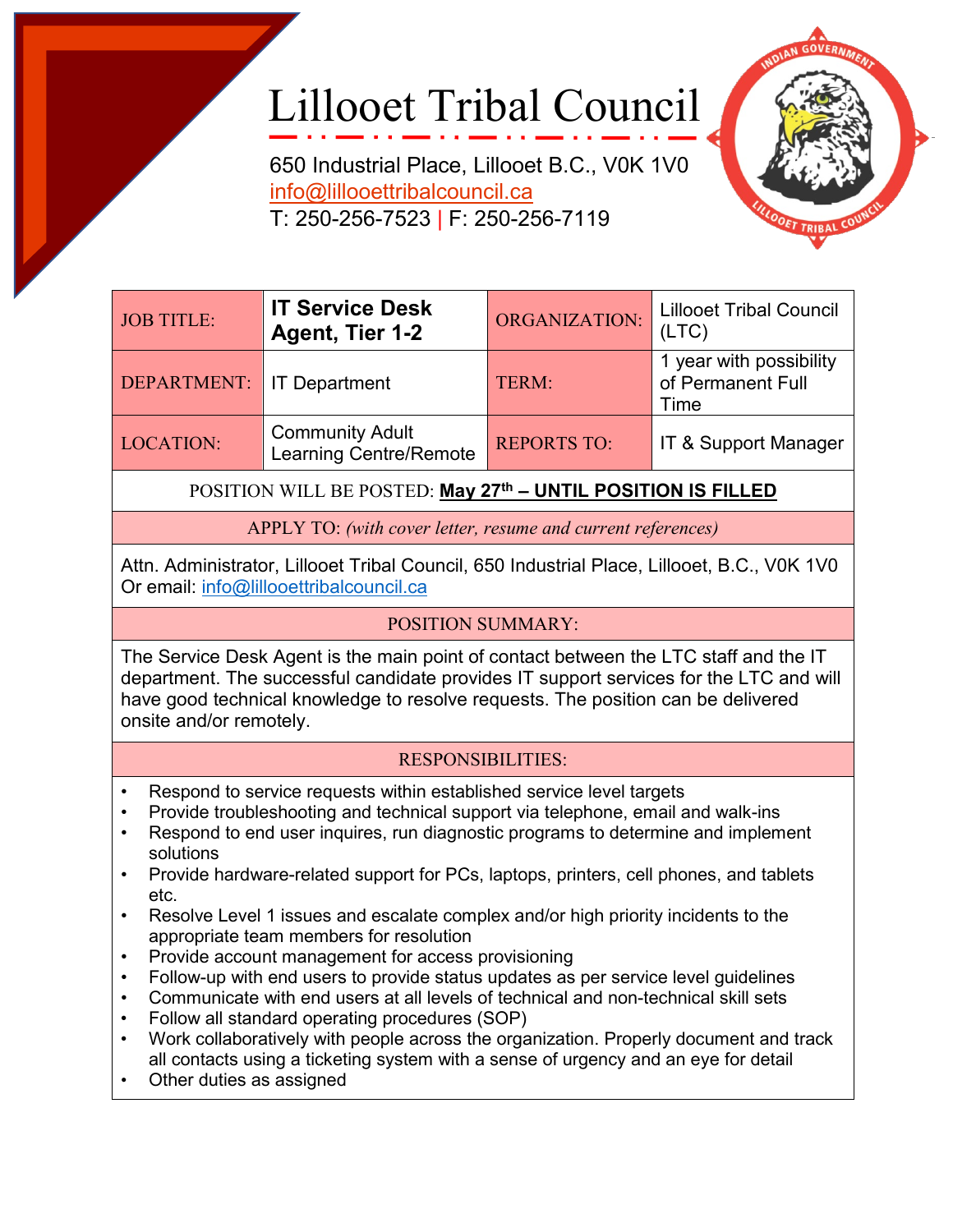# Lillooet Tribal Council

650 Industrial Place, Lillooet B.C., V0K 1V0
info@lillooettribalcouncil.ca
T: 250-256-7523 | F: 250-256-7119

| JOB TITLE: | **IT Service Desk Agent, Tier 1-2** | ORGANIZATION: | Lillooet Tribal Council (LTC) |
|---|---|---|---|
| DEPARTMENT: | IT Department | TERM: | 1 year with possibility of Permanent Full Time |
| LOCATION: | Community Adult Learning Centre/Remote | REPORTS TO: | IT & Support Manager |

POSITION WILL BE POSTED: **May 27th – UNTIL POSITION IS FILLED**

APPLY TO: *(with cover letter, resume and current references)*

Attn. Administrator, Lillooet Tribal Council, 650 Industrial Place, Lillooet, B.C., V0K 1V0
Or email: info@lillooettribalcouncil.ca

## POSITION SUMMARY:

The Service Desk Agent is the main point of contact between the LTC staff and the IT department. The successful candidate provides IT support services for the LTC and will have good technical knowledge to resolve requests. The position can be delivered onsite and/or remotely.

## RESPONSIBILITIES:

- Respond to service requests within established service level targets
- Provide troubleshooting and technical support via telephone, email and walk-ins
- Respond to end user inquires, run diagnostic programs to determine and implement solutions
- Provide hardware-related support for PCs, laptops, printers, cell phones, and tablets etc.
- Resolve Level 1 issues and escalate complex and/or high priority incidents to the appropriate team members for resolution
- Provide account management for access provisioning
- Follow-up with end users to provide status updates as per service level guidelines
- Communicate with end users at all levels of technical and non-technical skill sets
- Follow all standard operating procedures (SOP)
- Work collaboratively with people across the organization. Properly document and track all contacts using a ticketing system with a sense of urgency and an eye for detail
- Other duties as assigned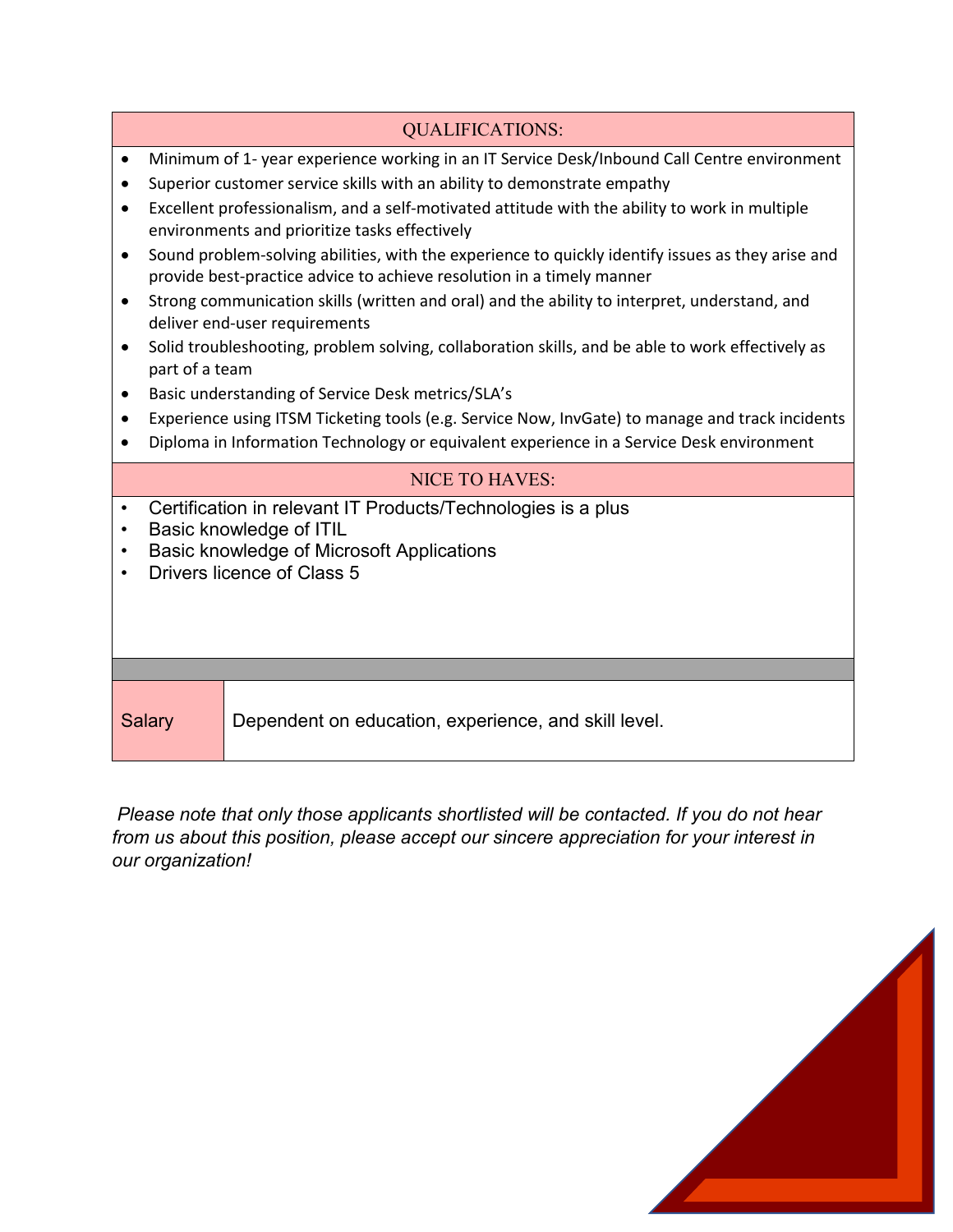## QUALIFICATIONS:

- Minimum of 1- year experience working in an IT Service Desk/Inbound Call Centre environment
- Superior customer service skills with an ability to demonstrate empathy
- Excellent professionalism, and a self-motivated attitude with the ability to work in multiple environments and prioritize tasks effectively
- Sound problem-solving abilities, with the experience to quickly identify issues as they arise and provide best-practice advice to achieve resolution in a timely manner
- Strong communication skills (written and oral) and the ability to interpret, understand, and deliver end-user requirements
- Solid troubleshooting, problem solving, collaboration skills, and be able to work effectively as part of a team
- Basic understanding of Service Desk metrics/SLA's
- Experience using ITSM Ticketing tools (e.g. Service Now, InvGate) to manage and track incidents
- Diploma in Information Technology or equivalent experience in a Service Desk environment

## NICE TO HAVES:

- Certification in relevant IT Products/Technologies is a plus
- Basic knowledge of ITIL
- Basic knowledge of Microsoft Applications
- Drivers licence of Class 5

| | |
|---|---|
| Salary | Dependent on education, experience, and skill level. |

*Please note that only those applicants shortlisted will be contacted. If you do not hear from us about this position, please accept our sincere appreciation for your interest in our organization!*